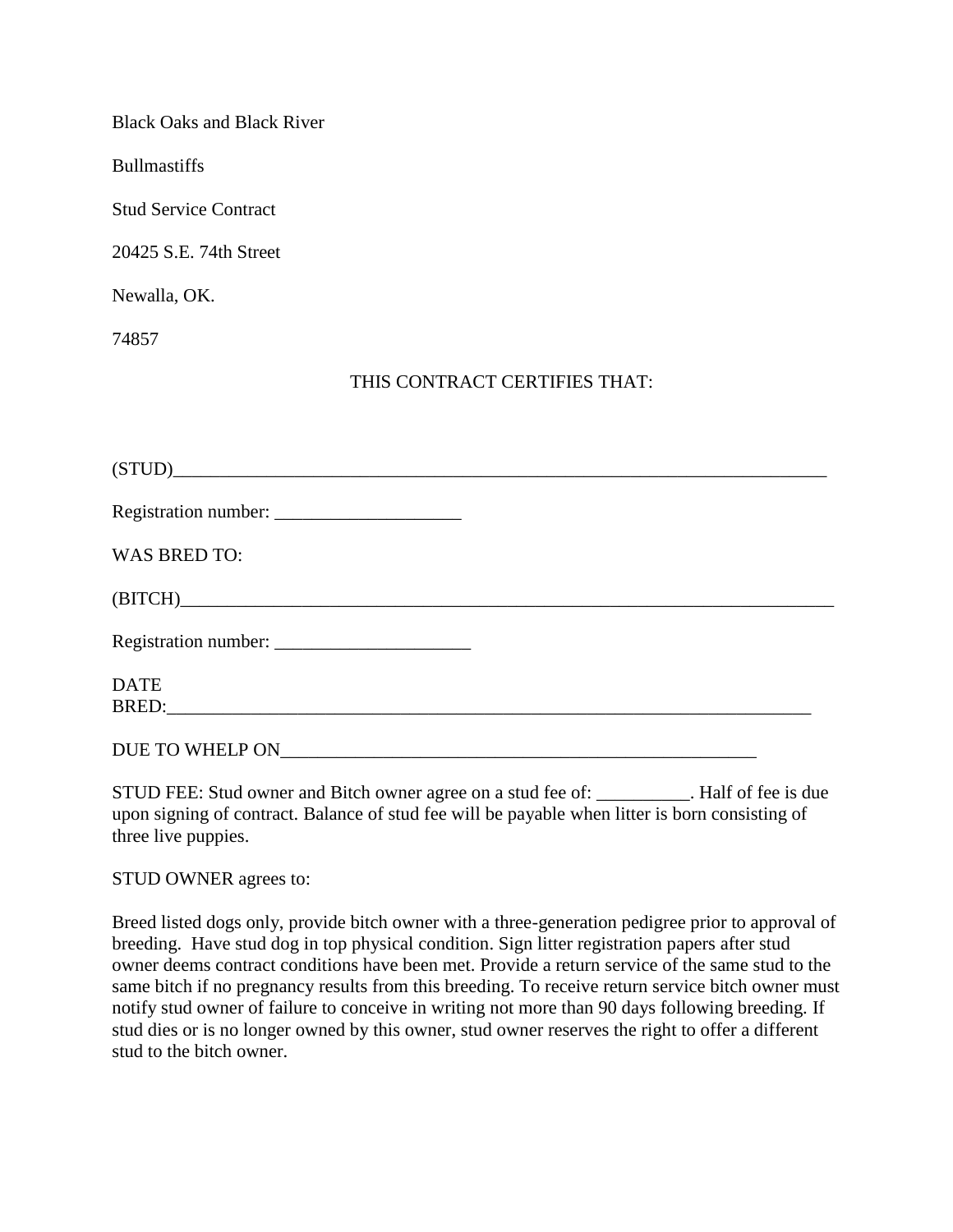Black Oaks and Black River

Bullmastiffs

Stud Service Contract

20425 S.E. 74th Street

Newalla, OK.

74857

THIS CONTRACT CERTIFIES THAT:

(STUD)_________________________________________________________________________

Registration number: ____________________

WAS BRED TO:

(BITCH)________________________________________________________________________

Registration number: _____________________

DATE BRED:_____________________________________________________________________

DUE TO WHELP ON_____________________________________________________

STUD FEE: Stud owner and Bitch owner agree on a stud fee of: __________. Half of fee is due upon signing of contract. Balance of stud fee will be payable when litter is born consisting of three live puppies.

STUD OWNER agrees to:

Breed listed dogs only, provide bitch owner with a three-generation pedigree prior to approval of breeding. Have stud dog in top physical condition. Sign litter registration papers after stud owner deems contract conditions have been met. Provide a return service of the same stud to the same bitch if no pregnancy results from this breeding. To receive return service bitch owner must notify stud owner of failure to conceive in writing not more than 90 days following breeding. If stud dies or is no longer owned by this owner, stud owner reserves the right to offer a different stud to the bitch owner.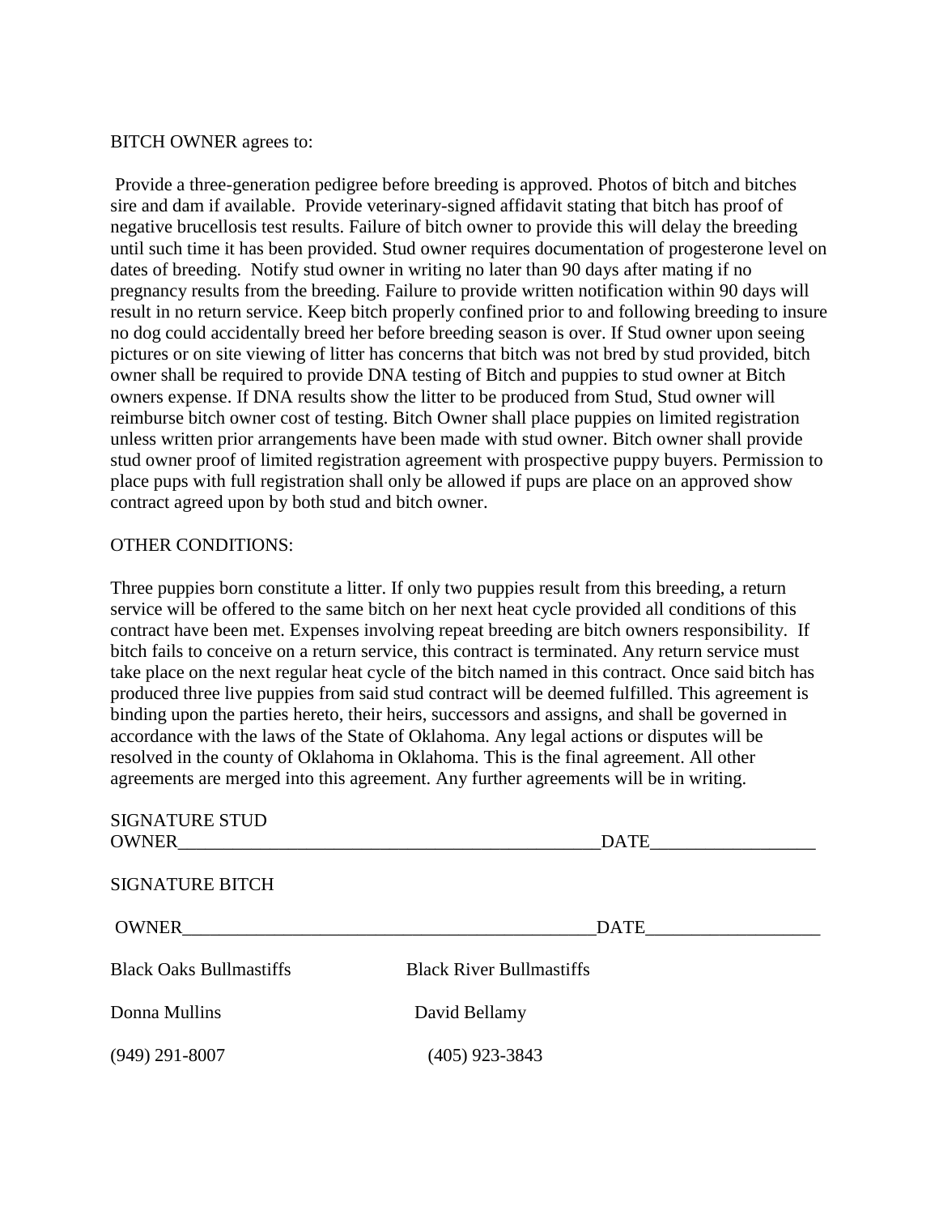BITCH OWNER agrees to:

Provide a three-generation pedigree before breeding is approved. Photos of bitch and bitches sire and dam if available. Provide veterinary-signed affidavit stating that bitch has proof of negative brucellosis test results. Failure of bitch owner to provide this will delay the breeding until such time it has been provided. Stud owner requires documentation of progesterone level on dates of breeding. Notify stud owner in writing no later than 90 days after mating if no pregnancy results from the breeding. Failure to provide written notification within 90 days will result in no return service. Keep bitch properly confined prior to and following breeding to insure no dog could accidentally breed her before breeding season is over. If Stud owner upon seeing pictures or on site viewing of litter has concerns that bitch was not bred by stud provided, bitch owner shall be required to provide DNA testing of Bitch and puppies to stud owner at Bitch owners expense. If DNA results show the litter to be produced from Stud, Stud owner will reimburse bitch owner cost of testing. Bitch Owner shall place puppies on limited registration unless written prior arrangements have been made with stud owner. Bitch owner shall provide stud owner proof of limited registration agreement with prospective puppy buyers. Permission to place pups with full registration shall only be allowed if pups are place on an approved show contract agreed upon by both stud and bitch owner.

OTHER CONDITIONS:

Three puppies born constitute a litter. If only two puppies result from this breeding, a return service will be offered to the same bitch on her next heat cycle provided all conditions of this contract have been met. Expenses involving repeat breeding are bitch owners responsibility. If bitch fails to conceive on a return service, this contract is terminated. Any return service must take place on the next regular heat cycle of the bitch named in this contract. Once said bitch has produced three live puppies from said stud contract will be deemed fulfilled. This agreement is binding upon the parties hereto, their heirs, successors and assigns, and shall be governed in accordance with the laws of the State of Oklahoma. Any legal actions or disputes will be resolved in the county of Oklahoma in Oklahoma. This is the final agreement. All other agreements are merged into this agreement. Any further agreements will be in writing.

SIGNATURE STUD OWNER_______________________________________________DATE_________________

SIGNATURE BITCH

OWNER_______________________________________________DATE__________________

Black Oaks Bullmastiffs        Black River Bullmastiffs

Donna Mullins        David Bellamy

(949) 291-8007        (405) 923-3843